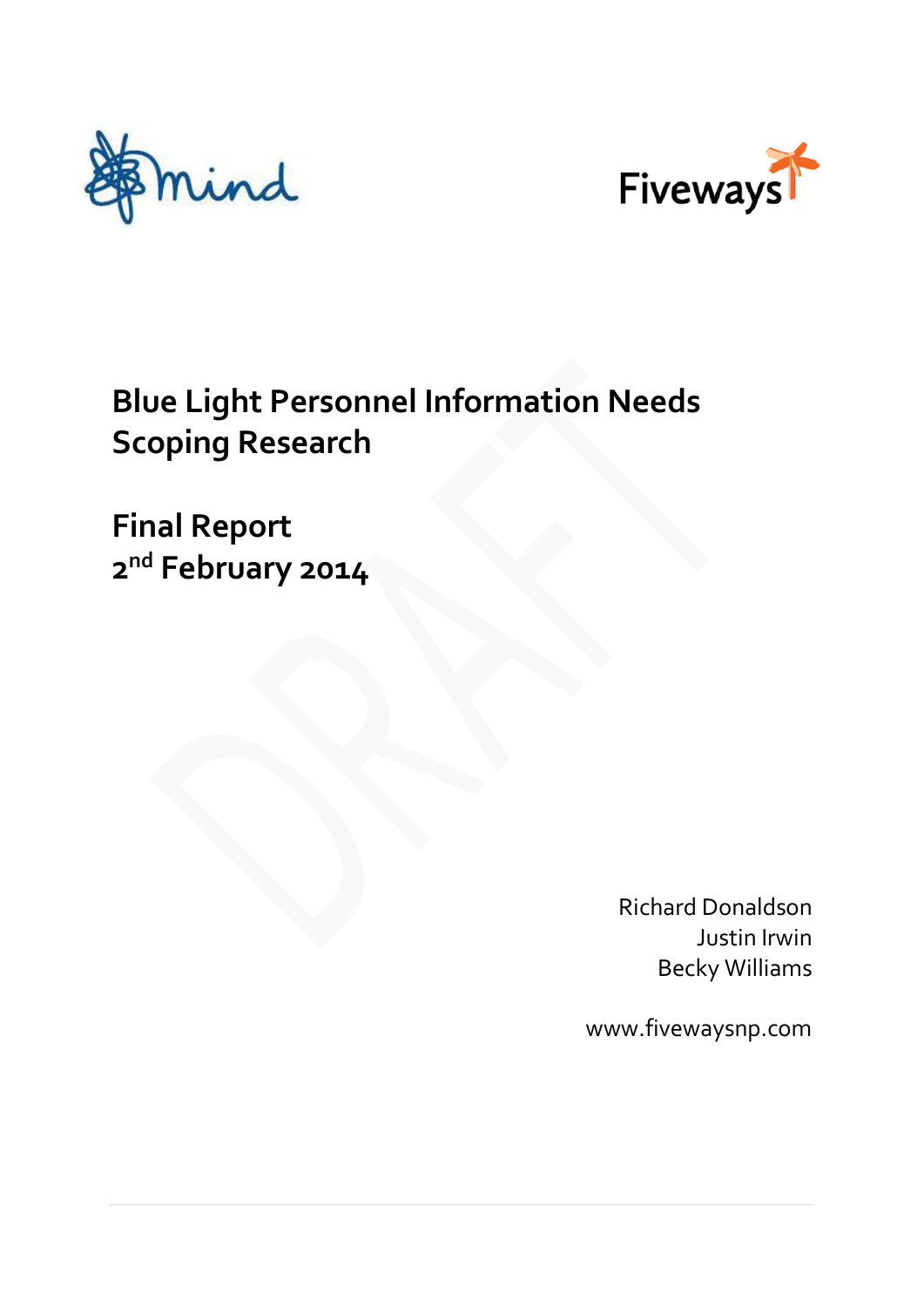# Blue Light Personnel Information Needs Scoping Research

## Final Report
## 2nd February 2014

Richard Donaldson
Justin Irwin
Becky Williams

www.fivewaysnp.com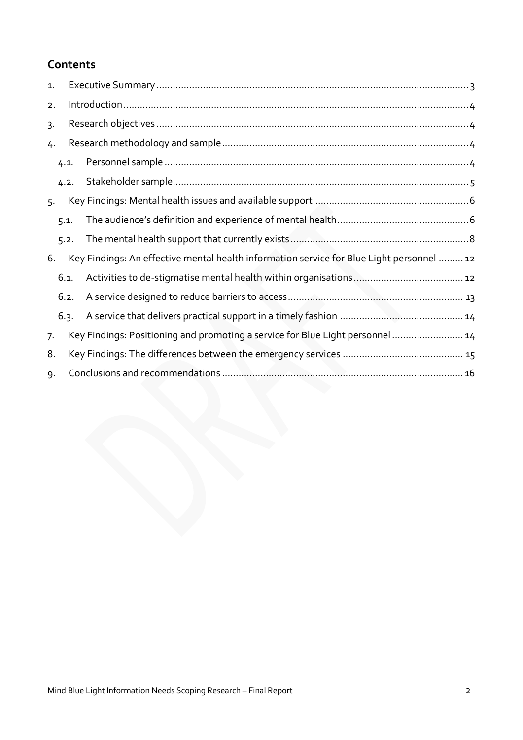## Contents

1. Executive Summary ........ 3
2. Introduction ........ 4
3. Research objectives ........ 4
4. Research methodology and sample ........ 4
   - 4.1. Personnel sample ........ 4
   - 4.2. Stakeholder sample ........ 5
5. Key Findings: Mental health issues and available support ........ 6
   - 5.1. The audience's definition and experience of mental health ........ 6
   - 5.2. The mental health support that currently exists ........ 8
6. Key Findings: An effective mental health information service for Blue Light personnel ........ 12
   - 6.1. Activities to de-stigmatise mental health within organisations ........ 12
   - 6.2. A service designed to reduce barriers to access ........ 13
   - 6.3. A service that delivers practical support in a timely fashion ........ 14
7. Key Findings: Positioning and promoting a service for Blue Light personnel ........ 14
8. Key Findings: The differences between the emergency services ........ 15
9. Conclusions and recommendations ........ 16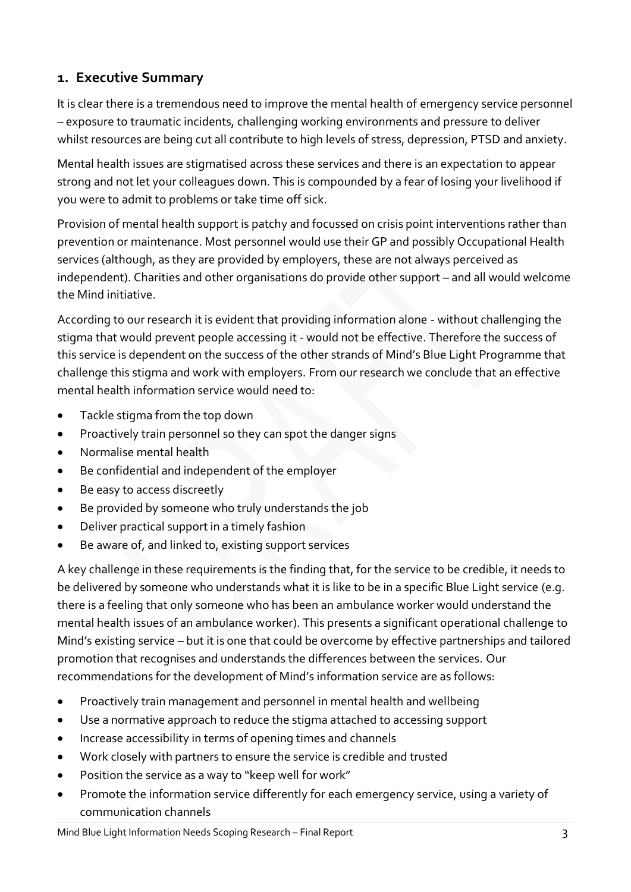## 1. Executive Summary

It is clear there is a tremendous need to improve the mental health of emergency service personnel – exposure to traumatic incidents, challenging working environments and pressure to deliver whilst resources are being cut all contribute to high levels of stress, depression, PTSD and anxiety.

Mental health issues are stigmatised across these services and there is an expectation to appear strong and not let your colleagues down. This is compounded by a fear of losing your livelihood if you were to admit to problems or take time off sick.

Provision of mental health support is patchy and focussed on crisis point interventions rather than prevention or maintenance. Most personnel would use their GP and possibly Occupational Health services (although, as they are provided by employers, these are not always perceived as independent). Charities and other organisations do provide other support – and all would welcome the Mind initiative.

According to our research it is evident that providing information alone - without challenging the stigma that would prevent people accessing it - would not be effective. Therefore the success of this service is dependent on the success of the other strands of Mind's Blue Light Programme that challenge this stigma and work with employers. From our research we conclude that an effective mental health information service would need to:

- Tackle stigma from the top down
- Proactively train personnel so they can spot the danger signs
- Normalise mental health
- Be confidential and independent of the employer
- Be easy to access discreetly
- Be provided by someone who truly understands the job
- Deliver practical support in a timely fashion
- Be aware of, and linked to, existing support services

A key challenge in these requirements is the finding that, for the service to be credible, it needs to be delivered by someone who understands what it is like to be in a specific Blue Light service (e.g. there is a feeling that only someone who has been an ambulance worker would understand the mental health issues of an ambulance worker). This presents a significant operational challenge to Mind's existing service – but it is one that could be overcome by effective partnerships and tailored promotion that recognises and understands the differences between the services. Our recommendations for the development of Mind's information service are as follows:

- Proactively train management and personnel in mental health and wellbeing
- Use a normative approach to reduce the stigma attached to accessing support
- Increase accessibility in terms of opening times and channels
- Work closely with partners to ensure the service is credible and trusted
- Position the service as a way to "keep well for work"
- Promote the information service differently for each emergency service, using a variety of communication channels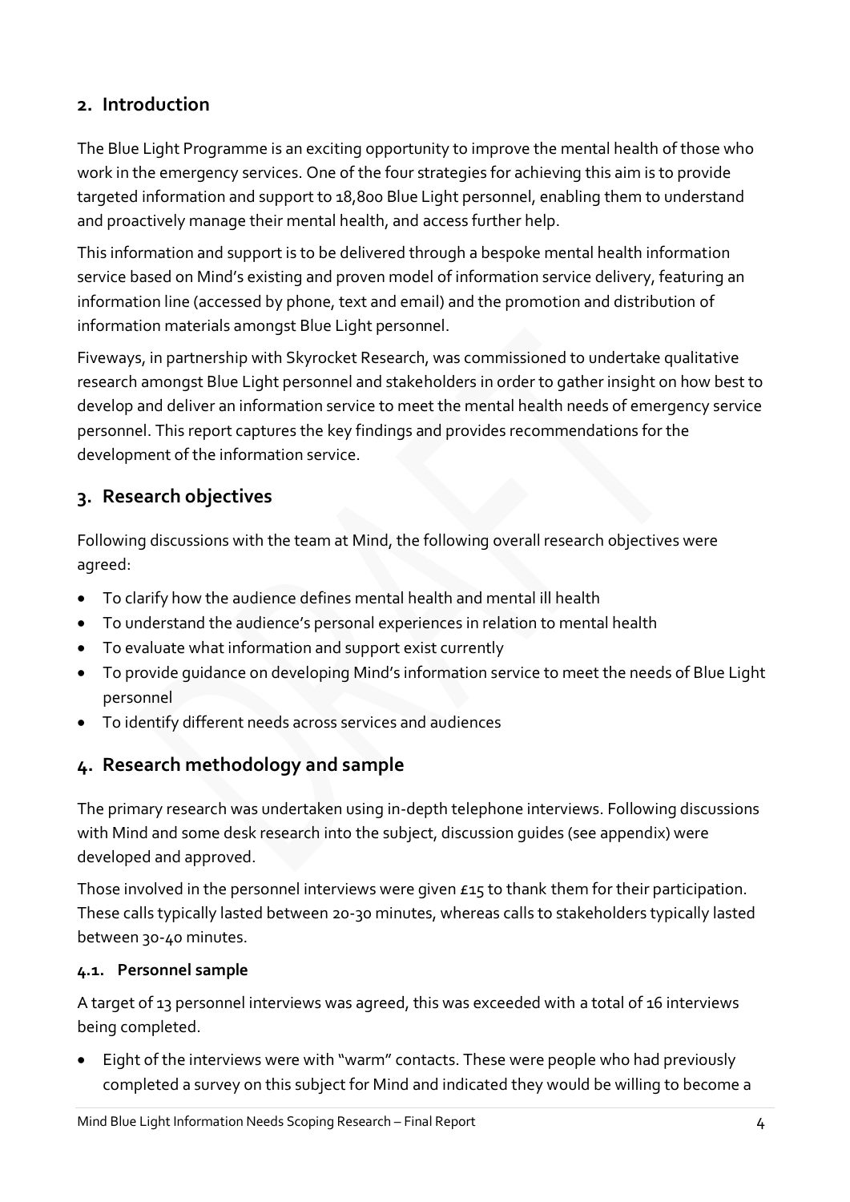## 2. Introduction

The Blue Light Programme is an exciting opportunity to improve the mental health of those who work in the emergency services. One of the four strategies for achieving this aim is to provide targeted information and support to 18,800 Blue Light personnel, enabling them to understand and proactively manage their mental health, and access further help.

This information and support is to be delivered through a bespoke mental health information service based on Mind's existing and proven model of information service delivery, featuring an information line (accessed by phone, text and email) and the promotion and distribution of information materials amongst Blue Light personnel.

Fiveways, in partnership with Skyrocket Research, was commissioned to undertake qualitative research amongst Blue Light personnel and stakeholders in order to gather insight on how best to develop and deliver an information service to meet the mental health needs of emergency service personnel. This report captures the key findings and provides recommendations for the development of the information service.

## 3. Research objectives

Following discussions with the team at Mind, the following overall research objectives were agreed:

- To clarify how the audience defines mental health and mental ill health
- To understand the audience's personal experiences in relation to mental health
- To evaluate what information and support exist currently
- To provide guidance on developing Mind's information service to meet the needs of Blue Light personnel
- To identify different needs across services and audiences

## 4. Research methodology and sample

The primary research was undertaken using in-depth telephone interviews. Following discussions with Mind and some desk research into the subject, discussion guides (see appendix) were developed and approved.

Those involved in the personnel interviews were given £15 to thank them for their participation. These calls typically lasted between 20-30 minutes, whereas calls to stakeholders typically lasted between 30-40 minutes.

### 4.1. Personnel sample

A target of 13 personnel interviews was agreed, this was exceeded with a total of 16 interviews being completed.

- Eight of the interviews were with "warm" contacts. These were people who had previously completed a survey on this subject for Mind and indicated they would be willing to become a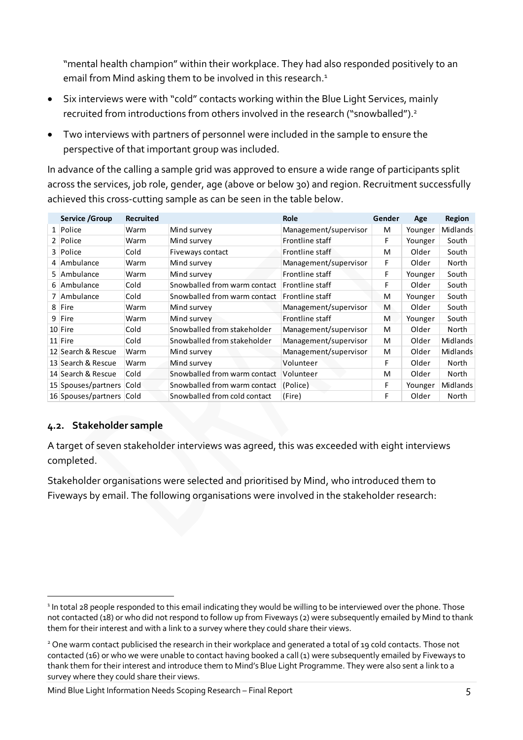"mental health champion" within their workplace. They had also responded positively to an email from Mind asking them to be involved in this research.[1]

- Six interviews were with "cold" contacts working within the Blue Light Services, mainly recruited from introductions from others involved in the research ("snowballed").[2]
- Two interviews with partners of personnel were included in the sample to ensure the perspective of that important group was included.

In advance of the calling a sample grid was approved to ensure a wide range of participants split across the services, job role, gender, age (above or below 30) and region. Recruitment successfully achieved this cross-cutting sample as can be seen in the table below.

| | Service /Group | Recruited | | Role | Gender | Age | Region |
|---|---|---|---|---|---|---|---|
| 1 | Police | Warm | Mind survey | Management/supervisor | M | Younger | Midlands |
| 2 | Police | Warm | Mind survey | Frontline staff | F | Younger | South |
| 3 | Police | Cold | Fiveways contact | Frontline staff | M | Older | South |
| 4 | Ambulance | Warm | Mind survey | Management/supervisor | F | Older | North |
| 5 | Ambulance | Warm | Mind survey | Frontline staff | F | Younger | South |
| 6 | Ambulance | Cold | Snowballed from warm contact | Frontline staff | F | Older | South |
| 7 | Ambulance | Cold | Snowballed from warm contact | Frontline staff | M | Younger | South |
| 8 | Fire | Warm | Mind survey | Management/supervisor | M | Older | South |
| 9 | Fire | Warm | Mind survey | Frontline staff | M | Younger | South |
| 10 | Fire | Cold | Snowballed from stakeholder | Management/supervisor | M | Older | North |
| 11 | Fire | Cold | Snowballed from stakeholder | Management/supervisor | M | Older | Midlands |
| 12 | Search & Rescue | Warm | Mind survey | Management/supervisor | M | Older | Midlands |
| 13 | Search & Rescue | Warm | Mind survey | Volunteer | F | Older | North |
| 14 | Search & Rescue | Cold | Snowballed from warm contact | Volunteer | M | Older | North |
| 15 | Spouses/partners | Cold | Snowballed from warm contact | (Police) | F | Younger | Midlands |
| 16 | Spouses/partners | Cold | Snowballed from cold contact | (Fire) | F | Older | North |

## 4.2. Stakeholder sample

A target of seven stakeholder interviews was agreed, this was exceeded with eight interviews completed.

Stakeholder organisations were selected and prioritised by Mind, who introduced them to Fiveways by email. The following organisations were involved in the stakeholder research:

[1] In total 28 people responded to this email indicating they would be willing to be interviewed over the phone. Those not contacted (18) or who did not respond to follow up from Fiveways (2) were subsequently emailed by Mind to thank them for their interest and with a link to a survey where they could share their views.

[2] One warm contact publicised the research in their workplace and generated a total of 19 cold contacts. Those not contacted (16) or who we were unable to contact having booked a call (1) were subsequently emailed by Fiveways to thank them for their interest and introduce them to Mind's Blue Light Programme. They were also sent a link to a survey where they could share their views.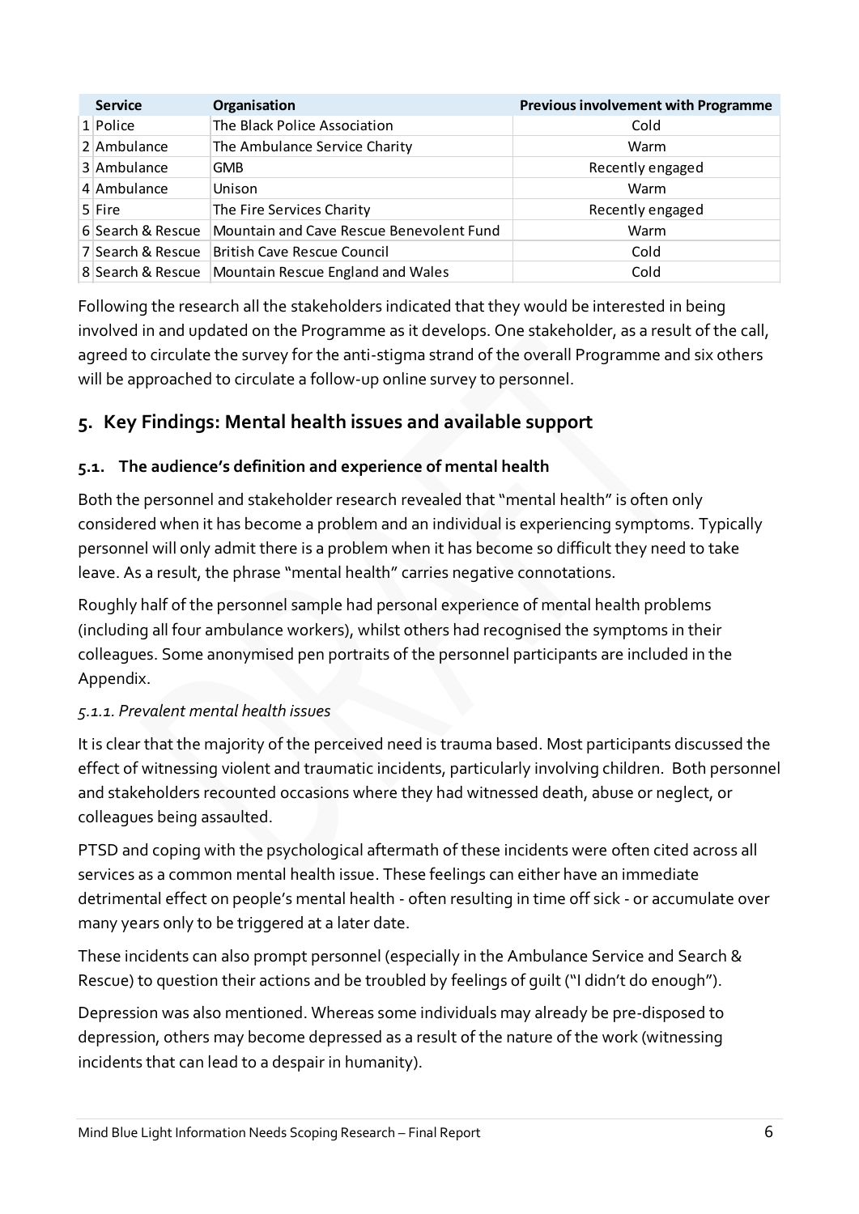| | Service | Organisation | Previous involvement with Programme |
|---|---|---|---|
| 1 | Police | The Black Police Association | Cold |
| 2 | Ambulance | The Ambulance Service Charity | Warm |
| 3 | Ambulance | GMB | Recently engaged |
| 4 | Ambulance | Unison | Warm |
| 5 | Fire | The Fire Services Charity | Recently engaged |
| 6 | Search & Rescue | Mountain and Cave Rescue Benevolent Fund | Warm |
| 7 | Search & Rescue | British Cave Rescue Council | Cold |
| 8 | Search & Rescue | Mountain Rescue England and Wales | Cold |

Following the research all the stakeholders indicated that they would be interested in being involved in and updated on the Programme as it develops. One stakeholder, as a result of the call, agreed to circulate the survey for the anti-stigma strand of the overall Programme and six others will be approached to circulate a follow-up online survey to personnel.

## 5. Key Findings: Mental health issues and available support

### 5.1. The audience's definition and experience of mental health

Both the personnel and stakeholder research revealed that "mental health" is often only considered when it has become a problem and an individual is experiencing symptoms. Typically personnel will only admit there is a problem when it has become so difficult they need to take leave. As a result, the phrase "mental health" carries negative connotations.

Roughly half of the personnel sample had personal experience of mental health problems (including all four ambulance workers), whilst others had recognised the symptoms in their colleagues. Some anonymised pen portraits of the personnel participants are included in the Appendix.

#### *5.1.1. Prevalent mental health issues*

It is clear that the majority of the perceived need is trauma based. Most participants discussed the effect of witnessing violent and traumatic incidents, particularly involving children. Both personnel and stakeholders recounted occasions where they had witnessed death, abuse or neglect, or colleagues being assaulted.

PTSD and coping with the psychological aftermath of these incidents were often cited across all services as a common mental health issue. These feelings can either have an immediate detrimental effect on people's mental health - often resulting in time off sick - or accumulate over many years only to be triggered at a later date.

These incidents can also prompt personnel (especially in the Ambulance Service and Search & Rescue) to question their actions and be troubled by feelings of guilt ("I didn't do enough").

Depression was also mentioned. Whereas some individuals may already be pre-disposed to depression, others may become depressed as a result of the nature of the work (witnessing incidents that can lead to a despair in humanity).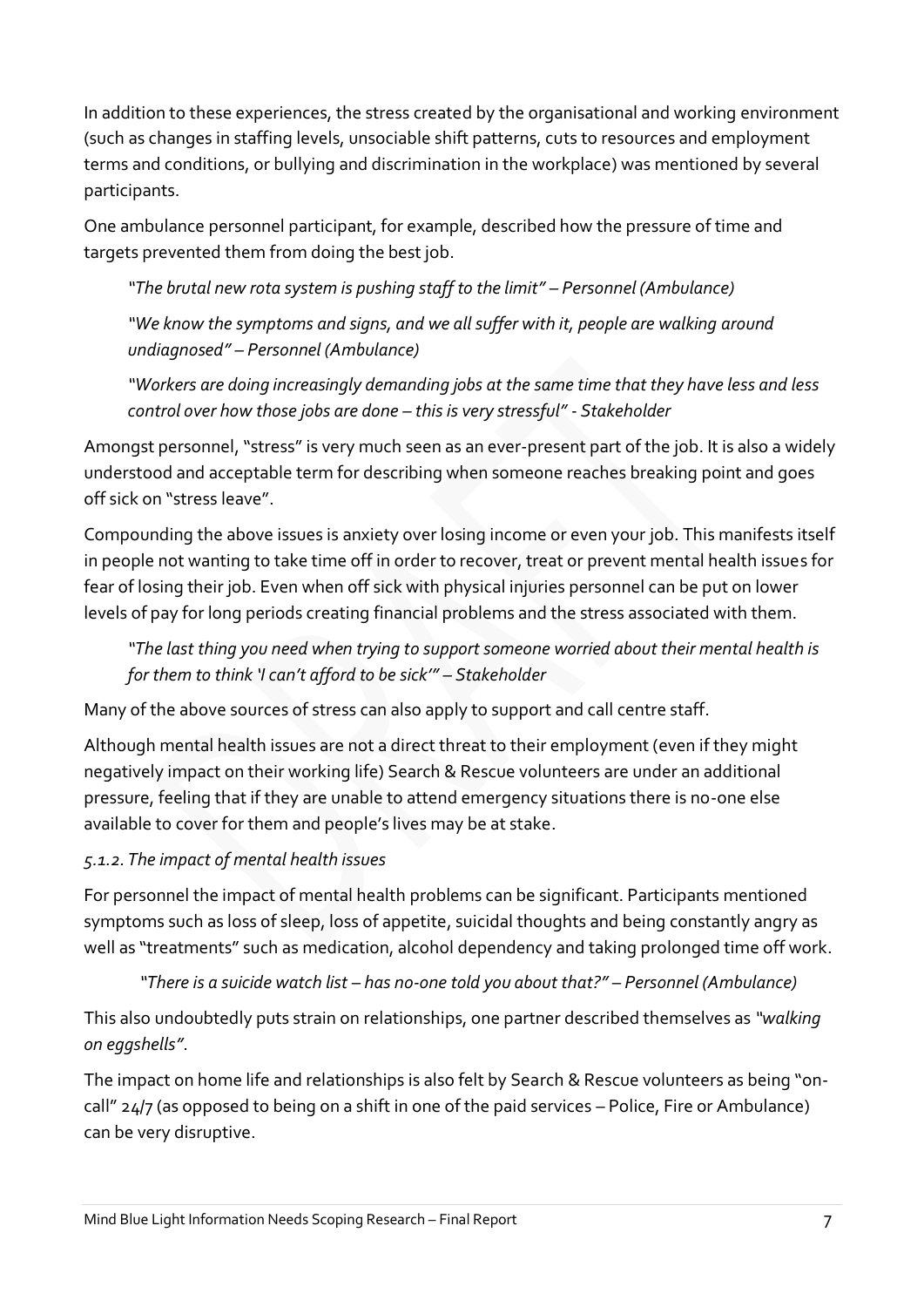In addition to these experiences, the stress created by the organisational and working environment (such as changes in staffing levels, unsociable shift patterns, cuts to resources and employment terms and conditions, or bullying and discrimination in the workplace) was mentioned by several participants.

One ambulance personnel participant, for example, described how the pressure of time and targets prevented them from doing the best job.

> *"The brutal new rota system is pushing staff to the limit" – Personnel (Ambulance)*
>
> *"We know the symptoms and signs, and we all suffer with it, people are walking around undiagnosed" – Personnel (Ambulance)*
>
> *"Workers are doing increasingly demanding jobs at the same time that they have less and less control over how those jobs are done – this is very stressful" - Stakeholder*

Amongst personnel, "stress" is very much seen as an ever-present part of the job. It is also a widely understood and acceptable term for describing when someone reaches breaking point and goes off sick on "stress leave".

Compounding the above issues is anxiety over losing income or even your job. This manifests itself in people not wanting to take time off in order to recover, treat or prevent mental health issues for fear of losing their job. Even when off sick with physical injuries personnel can be put on lower levels of pay for long periods creating financial problems and the stress associated with them.

> *"The last thing you need when trying to support someone worried about their mental health is for them to think 'I can't afford to be sick'" – Stakeholder*

Many of the above sources of stress can also apply to support and call centre staff.

Although mental health issues are not a direct threat to their employment (even if they might negatively impact on their working life) Search & Rescue volunteers are under an additional pressure, feeling that if they are unable to attend emergency situations there is no-one else available to cover for them and people's lives may be at stake.

#### *5.1.2. The impact of mental health issues*

For personnel the impact of mental health problems can be significant. Participants mentioned symptoms such as loss of sleep, loss of appetite, suicidal thoughts and being constantly angry as well as "treatments" such as medication, alcohol dependency and taking prolonged time off work.

> *"There is a suicide watch list – has no-one told you about that?" – Personnel (Ambulance)*

This also undoubtedly puts strain on relationships, one partner described themselves as *"walking on eggshells"*.

The impact on home life and relationships is also felt by Search & Rescue volunteers as being "on-call" 24/7 (as opposed to being on a shift in one of the paid services – Police, Fire or Ambulance) can be very disruptive.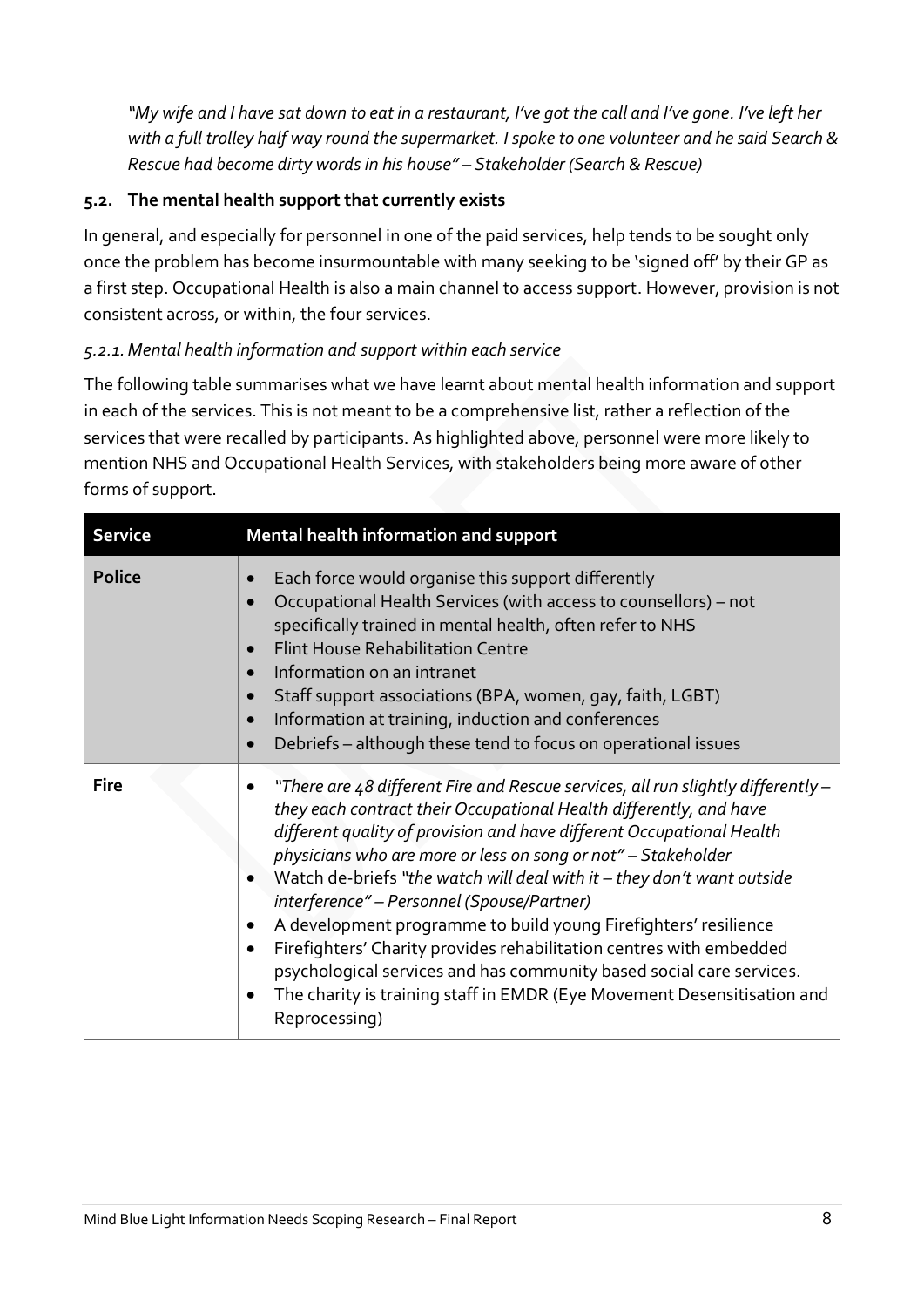*"My wife and I have sat down to eat in a restaurant, I've got the call and I've gone. I've left her with a full trolley half way round the supermarket. I spoke to one volunteer and he said Search & Rescue had become dirty words in his house" – Stakeholder (Search & Rescue)*

### 5.2. The mental health support that currently exists

In general, and especially for personnel in one of the paid services, help tends to be sought only once the problem has become insurmountable with many seeking to be 'signed off' by their GP as a first step. Occupational Health is also a main channel to access support. However, provision is not consistent across, or within, the four services.

#### *5.2.1. Mental health information and support within each service*

The following table summarises what we have learnt about mental health information and support in each of the services. This is not meant to be a comprehensive list, rather a reflection of the services that were recalled by participants. As highlighted above, personnel were more likely to mention NHS and Occupational Health Services, with stakeholders being more aware of other forms of support.

| Service | Mental health information and support |
| --- | --- |
| **Police** | • Each force would organise this support differently<br>• Occupational Health Services (with access to counsellors) – not specifically trained in mental health, often refer to NHS<br>• Flint House Rehabilitation Centre<br>• Information on an intranet<br>• Staff support associations (BPA, women, gay, faith, LGBT)<br>• Information at training, induction and conferences<br>• Debriefs – although these tend to focus on operational issues |
| **Fire** | • *"There are 48 different Fire and Rescue services, all run slightly differently – they each contract their Occupational Health differently, and have different quality of provision and have different Occupational Health physicians who are more or less on song or not" – Stakeholder*<br>• Watch de-briefs *"the watch will deal with it – they don't want outside interference" – Personnel (Spouse/Partner)*<br>• A development programme to build young Firefighters' resilience<br>• Firefighters' Charity provides rehabilitation centres with embedded psychological services and has community based social care services.<br>• The charity is training staff in EMDR (Eye Movement Desensitisation and Reprocessing) |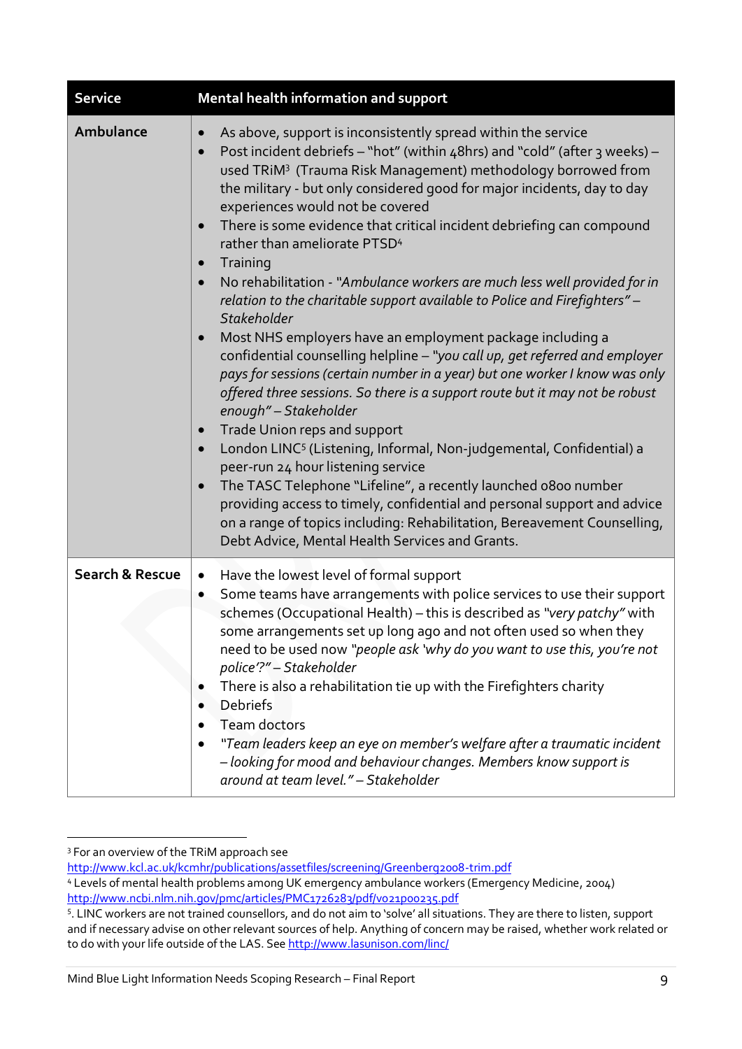| Service | Mental health information and support |
|---|---|
| **Ambulance** | • As above, support is inconsistently spread within the service<br>• Post incident debriefs – "hot" (within 48hrs) and "cold" (after 3 weeks) – used TRiM[3] (Trauma Risk Management) methodology borrowed from the military - but only considered good for major incidents, day to day experiences would not be covered<br>• There is some evidence that critical incident debriefing can compound rather than ameliorate PTSD[4]<br>• Training<br>• No rehabilitation - "*Ambulance workers are much less well provided for in relation to the charitable support available to Police and Firefighters" – Stakeholder*<br>• Most NHS employers have an employment package including a confidential counselling helpline – "*you call up, get referred and employer pays for sessions (certain number in a year) but one worker I know was only offered three sessions. So there is a support route but it may not be robust enough" – Stakeholder*<br>• Trade Union reps and support<br>• London LINC[5] (Listening, Informal, Non-judgemental, Confidential) a peer-run 24 hour listening service<br>• The TASC Telephone "Lifeline", a recently launched 0800 number providing access to timely, confidential and personal support and advice on a range of topics including: Rehabilitation, Bereavement Counselling, Debt Advice, Mental Health Services and Grants. |
| **Search & Rescue** | • Have the lowest level of formal support<br>• Some teams have arrangements with police services to use their support schemes (Occupational Health) – this is described as "*very patchy"* with some arrangements set up long ago and not often used so when they need to be used now *"people ask 'why do you want to use this, you're not police'?" – Stakeholder*<br>• There is also a rehabilitation tie up with the Firefighters charity<br>• Debriefs<br>• Team doctors<br>• *"Team leaders keep an eye on member's welfare after a traumatic incident – looking for mood and behaviour changes. Members know support is around at team level." – Stakeholder* |

[3] For an overview of the TRiM approach see http://www.kcl.ac.uk/kcmhr/publications/assetfiles/screening/Greenberg2008-trim.pdf

[4] Levels of mental health problems among UK emergency ambulance workers (Emergency Medicine, 2004) http://www.ncbi.nlm.nih.gov/pmc/articles/PMC1726283/pdf/v021p00235.pdf

[5]. LINC workers are not trained counsellors, and do not aim to 'solve' all situations. They are there to listen, support and if necessary advise on other relevant sources of help. Anything of concern may be raised, whether work related or to do with your life outside of the LAS. See http://www.lasunison.com/linc/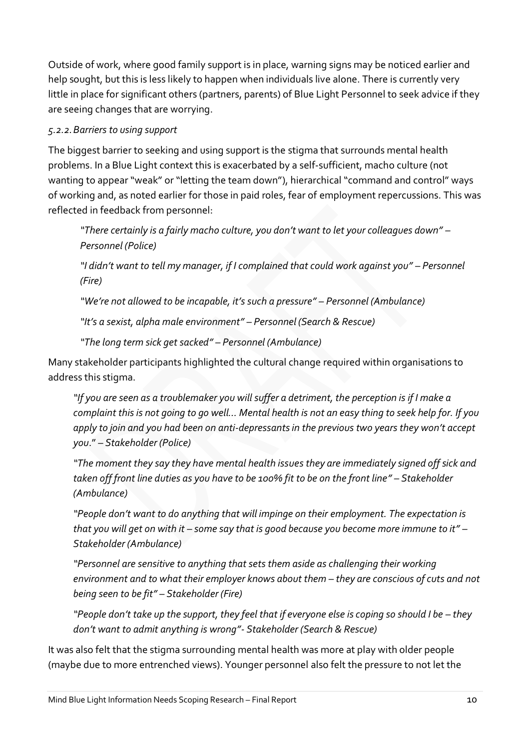Outside of work, where good family support is in place, warning signs may be noticed earlier and help sought, but this is less likely to happen when individuals live alone. There is currently very little in place for significant others (partners, parents) of Blue Light Personnel to seek advice if they are seeing changes that are worrying.

*5.2.2. Barriers to using support*

The biggest barrier to seeking and using support is the stigma that surrounds mental health problems. In a Blue Light context this is exacerbated by a self-sufficient, macho culture (not wanting to appear "weak" or "letting the team down"), hierarchical "command and control" ways of working and, as noted earlier for those in paid roles, fear of employment repercussions. This was reflected in feedback from personnel:

> *"There certainly is a fairly macho culture, you don't want to let your colleagues down" – Personnel (Police)*
>
> *"I didn't want to tell my manager, if I complained that could work against you" – Personnel (Fire)*
>
> *"We're not allowed to be incapable, it's such a pressure" – Personnel (Ambulance)*
>
> *"It's a sexist, alpha male environment" – Personnel (Search & Rescue)*
>
> *"The long term sick get sacked" – Personnel (Ambulance)*

Many stakeholder participants highlighted the cultural change required within organisations to address this stigma.

> *"If you are seen as a troublemaker you will suffer a detriment, the perception is if I make a complaint this is not going to go well… Mental health is not an easy thing to seek help for. If you apply to join and you had been on anti-depressants in the previous two years they won't accept you." – Stakeholder (Police)*
>
> *"The moment they say they have mental health issues they are immediately signed off sick and taken off front line duties as you have to be 100% fit to be on the front line" – Stakeholder (Ambulance)*
>
> *"People don't want to do anything that will impinge on their employment. The expectation is that you will get on with it – some say that is good because you become more immune to it" – Stakeholder (Ambulance)*
>
> *"Personnel are sensitive to anything that sets them aside as challenging their working environment and to what their employer knows about them – they are conscious of cuts and not being seen to be fit" – Stakeholder (Fire)*
>
> *"People don't take up the support, they feel that if everyone else is coping so should I be – they don't want to admit anything is wrong"- Stakeholder (Search & Rescue)*

It was also felt that the stigma surrounding mental health was more at play with older people (maybe due to more entrenched views). Younger personnel also felt the pressure to not let the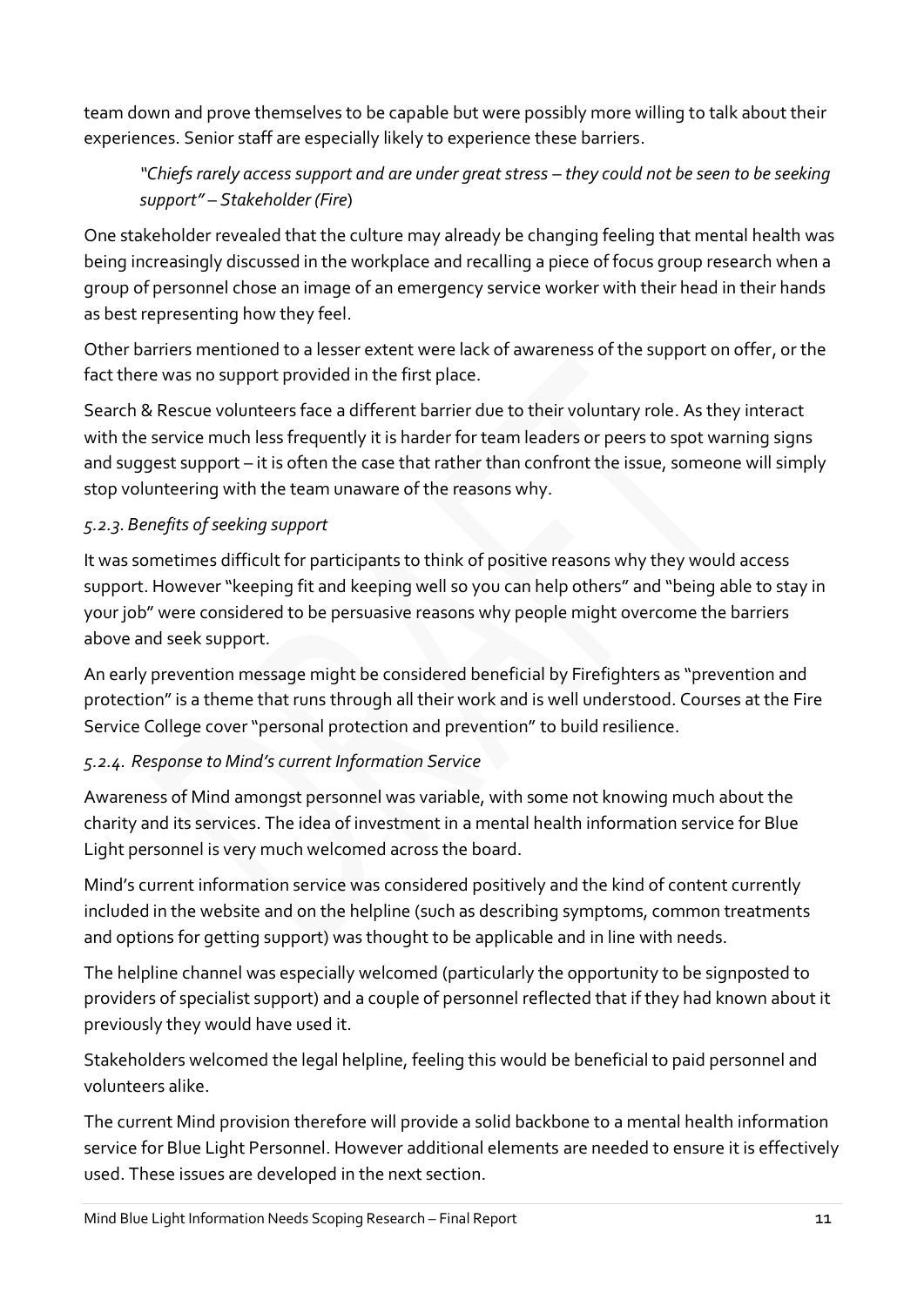team down and prove themselves to be capable but were possibly more willing to talk about their experiences. Senior staff are especially likely to experience these barriers.

> *"Chiefs rarely access support and are under great stress – they could not be seen to be seeking support" – Stakeholder (Fire)*

One stakeholder revealed that the culture may already be changing feeling that mental health was being increasingly discussed in the workplace and recalling a piece of focus group research when a group of personnel chose an image of an emergency service worker with their head in their hands as best representing how they feel.

Other barriers mentioned to a lesser extent were lack of awareness of the support on offer, or the fact there was no support provided in the first place.

Search & Rescue volunteers face a different barrier due to their voluntary role. As they interact with the service much less frequently it is harder for team leaders or peers to spot warning signs and suggest support – it is often the case that rather than confront the issue, someone will simply stop volunteering with the team unaware of the reasons why.

#### *5.2.3. Benefits of seeking support*

It was sometimes difficult for participants to think of positive reasons why they would access support. However "keeping fit and keeping well so you can help others" and "being able to stay in your job" were considered to be persuasive reasons why people might overcome the barriers above and seek support.

An early prevention message might be considered beneficial by Firefighters as "prevention and protection" is a theme that runs through all their work and is well understood. Courses at the Fire Service College cover "personal protection and prevention" to build resilience.

#### *5.2.4. Response to Mind's current Information Service*

Awareness of Mind amongst personnel was variable, with some not knowing much about the charity and its services. The idea of investment in a mental health information service for Blue Light personnel is very much welcomed across the board.

Mind's current information service was considered positively and the kind of content currently included in the website and on the helpline (such as describing symptoms, common treatments and options for getting support) was thought to be applicable and in line with needs.

The helpline channel was especially welcomed (particularly the opportunity to be signposted to providers of specialist support) and a couple of personnel reflected that if they had known about it previously they would have used it.

Stakeholders welcomed the legal helpline, feeling this would be beneficial to paid personnel and volunteers alike.

The current Mind provision therefore will provide a solid backbone to a mental health information service for Blue Light Personnel. However additional elements are needed to ensure it is effectively used. These issues are developed in the next section.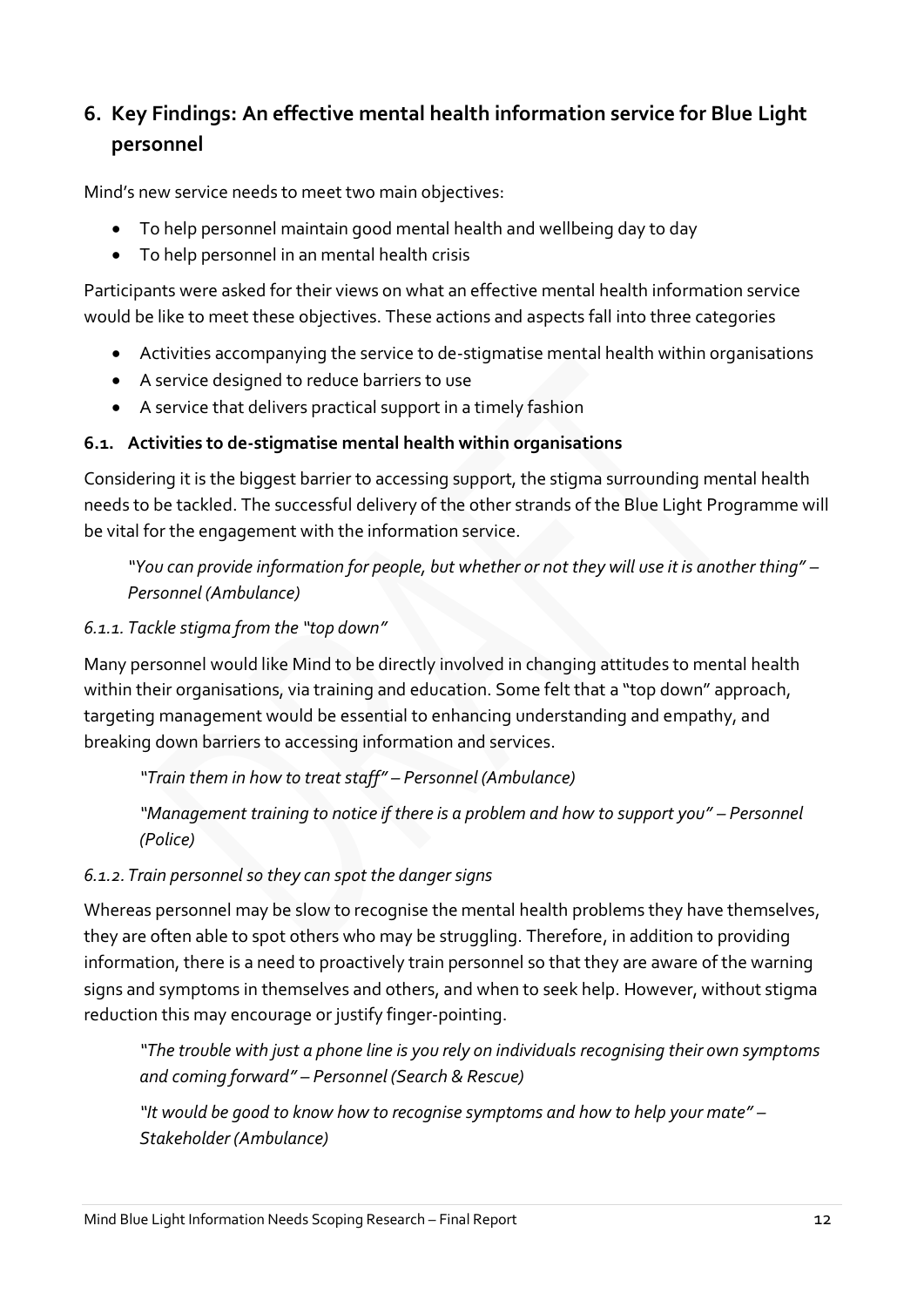## 6. Key Findings: An effective mental health information service for Blue Light personnel

Mind's new service needs to meet two main objectives:

- To help personnel maintain good mental health and wellbeing day to day
- To help personnel in an mental health crisis

Participants were asked for their views on what an effective mental health information service would be like to meet these objectives. These actions and aspects fall into three categories

- Activities accompanying the service to de-stigmatise mental health within organisations
- A service designed to reduce barriers to use
- A service that delivers practical support in a timely fashion

### 6.1. Activities to de-stigmatise mental health within organisations

Considering it is the biggest barrier to accessing support, the stigma surrounding mental health needs to be tackled. The successful delivery of the other strands of the Blue Light Programme will be vital for the engagement with the information service.

> *"You can provide information for people, but whether or not they will use it is another thing" – Personnel (Ambulance)*

#### *6.1.1. Tackle stigma from the "top down"*

Many personnel would like Mind to be directly involved in changing attitudes to mental health within their organisations, via training and education. Some felt that a "top down" approach, targeting management would be essential to enhancing understanding and empathy, and breaking down barriers to accessing information and services.

> *"Train them in how to treat staff" – Personnel (Ambulance)*
>
> *"Management training to notice if there is a problem and how to support you" – Personnel (Police)*

#### *6.1.2. Train personnel so they can spot the danger signs*

Whereas personnel may be slow to recognise the mental health problems they have themselves, they are often able to spot others who may be struggling. Therefore, in addition to providing information, there is a need to proactively train personnel so that they are aware of the warning signs and symptoms in themselves and others, and when to seek help. However, without stigma reduction this may encourage or justify finger-pointing.

> *"The trouble with just a phone line is you rely on individuals recognising their own symptoms and coming forward" – Personnel (Search & Rescue)*
>
> *"It would be good to know how to recognise symptoms and how to help your mate" – Stakeholder (Ambulance)*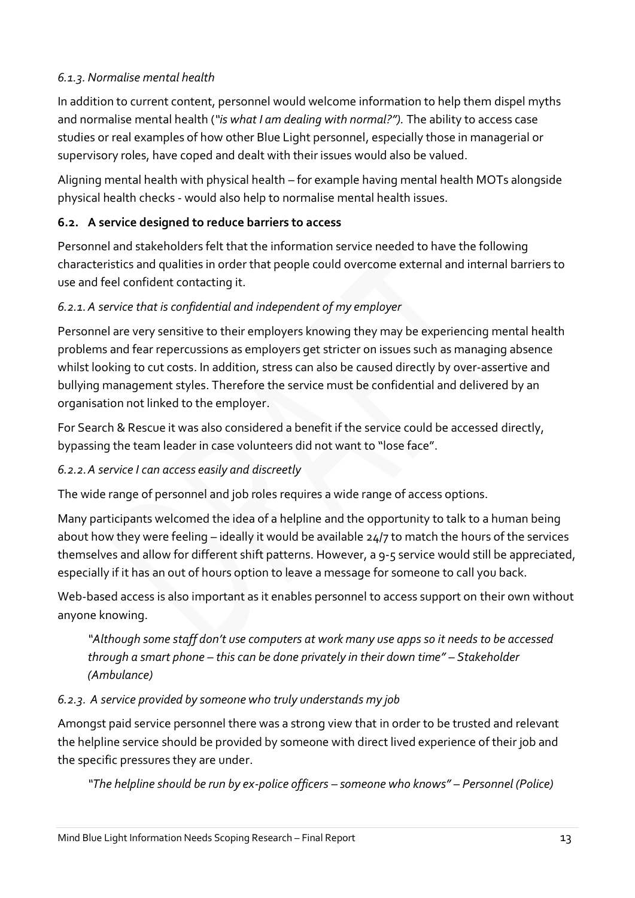### *6.1.3. Normalise mental health*

In addition to current content, personnel would welcome information to help them dispel myths and normalise mental health (*"is what I am dealing with normal?").* The ability to access case studies or real examples of how other Blue Light personnel, especially those in managerial or supervisory roles, have coped and dealt with their issues would also be valued.

Aligning mental health with physical health – for example having mental health MOTs alongside physical health checks - would also help to normalise mental health issues.

## 6.2. A service designed to reduce barriers to access

Personnel and stakeholders felt that the information service needed to have the following characteristics and qualities in order that people could overcome external and internal barriers to use and feel confident contacting it.

### *6.2.1. A service that is confidential and independent of my employer*

Personnel are very sensitive to their employers knowing they may be experiencing mental health problems and fear repercussions as employers get stricter on issues such as managing absence whilst looking to cut costs. In addition, stress can also be caused directly by over-assertive and bullying management styles. Therefore the service must be confidential and delivered by an organisation not linked to the employer.

For Search & Rescue it was also considered a benefit if the service could be accessed directly, bypassing the team leader in case volunteers did not want to "lose face".

### *6.2.2. A service I can access easily and discreetly*

The wide range of personnel and job roles requires a wide range of access options.

Many participants welcomed the idea of a helpline and the opportunity to talk to a human being about how they were feeling – ideally it would be available 24/7 to match the hours of the services themselves and allow for different shift patterns. However, a 9-5 service would still be appreciated, especially if it has an out of hours option to leave a message for someone to call you back.

Web-based access is also important as it enables personnel to access support on their own without anyone knowing.

> *"Although some staff don't use computers at work many use apps so it needs to be accessed through a smart phone – this can be done privately in their down time" – Stakeholder (Ambulance)*

### *6.2.3. A service provided by someone who truly understands my job*

Amongst paid service personnel there was a strong view that in order to be trusted and relevant the helpline service should be provided by someone with direct lived experience of their job and the specific pressures they are under.

> *"The helpline should be run by ex-police officers – someone who knows" – Personnel (Police)*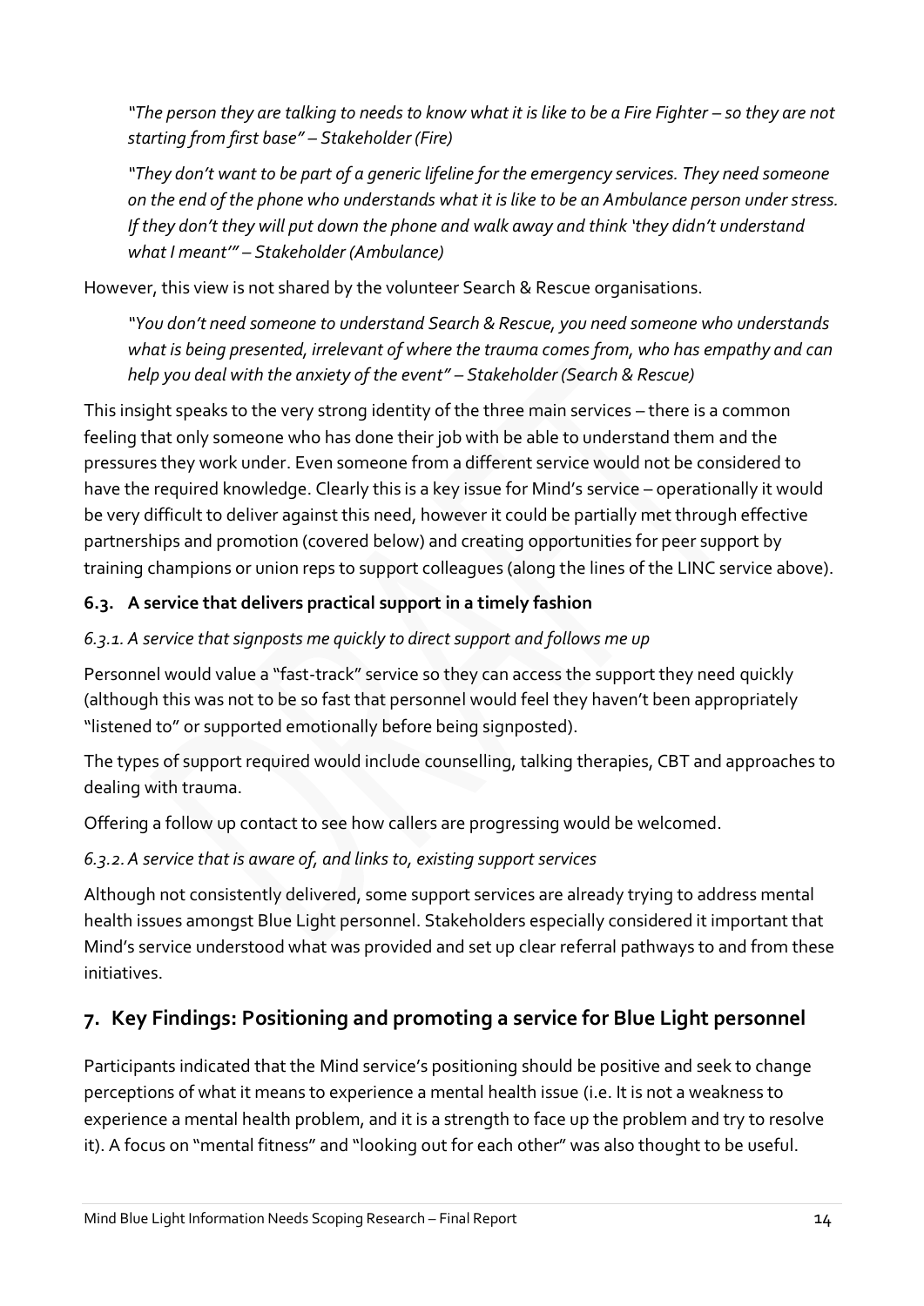*"The person they are talking to needs to know what it is like to be a Fire Fighter – so they are not starting from first base" – Stakeholder (Fire)*

*"They don't want to be part of a generic lifeline for the emergency services. They need someone on the end of the phone who understands what it is like to be an Ambulance person under stress. If they don't they will put down the phone and walk away and think 'they didn't understand what I meant'" – Stakeholder (Ambulance)*

However, this view is not shared by the volunteer Search & Rescue organisations.

*"You don't need someone to understand Search & Rescue, you need someone who understands what is being presented, irrelevant of where the trauma comes from, who has empathy and can help you deal with the anxiety of the event" – Stakeholder (Search & Rescue)*

This insight speaks to the very strong identity of the three main services – there is a common feeling that only someone who has done their job with be able to understand them and the pressures they work under. Even someone from a different service would not be considered to have the required knowledge. Clearly this is a key issue for Mind's service – operationally it would be very difficult to deliver against this need, however it could be partially met through effective partnerships and promotion (covered below) and creating opportunities for peer support by training champions or union reps to support colleagues (along the lines of the LINC service above).

### 6.3. A service that delivers practical support in a timely fashion

#### *6.3.1. A service that signposts me quickly to direct support and follows me up*

Personnel would value a "fast-track" service so they can access the support they need quickly (although this was not to be so fast that personnel would feel they haven't been appropriately "listened to" or supported emotionally before being signposted).

The types of support required would include counselling, talking therapies, CBT and approaches to dealing with trauma.

Offering a follow up contact to see how callers are progressing would be welcomed.

#### *6.3.2. A service that is aware of, and links to, existing support services*

Although not consistently delivered, some support services are already trying to address mental health issues amongst Blue Light personnel. Stakeholders especially considered it important that Mind's service understood what was provided and set up clear referral pathways to and from these initiatives.

## 7. Key Findings: Positioning and promoting a service for Blue Light personnel

Participants indicated that the Mind service's positioning should be positive and seek to change perceptions of what it means to experience a mental health issue (i.e. It is not a weakness to experience a mental health problem, and it is a strength to face up the problem and try to resolve it). A focus on "mental fitness" and "looking out for each other" was also thought to be useful.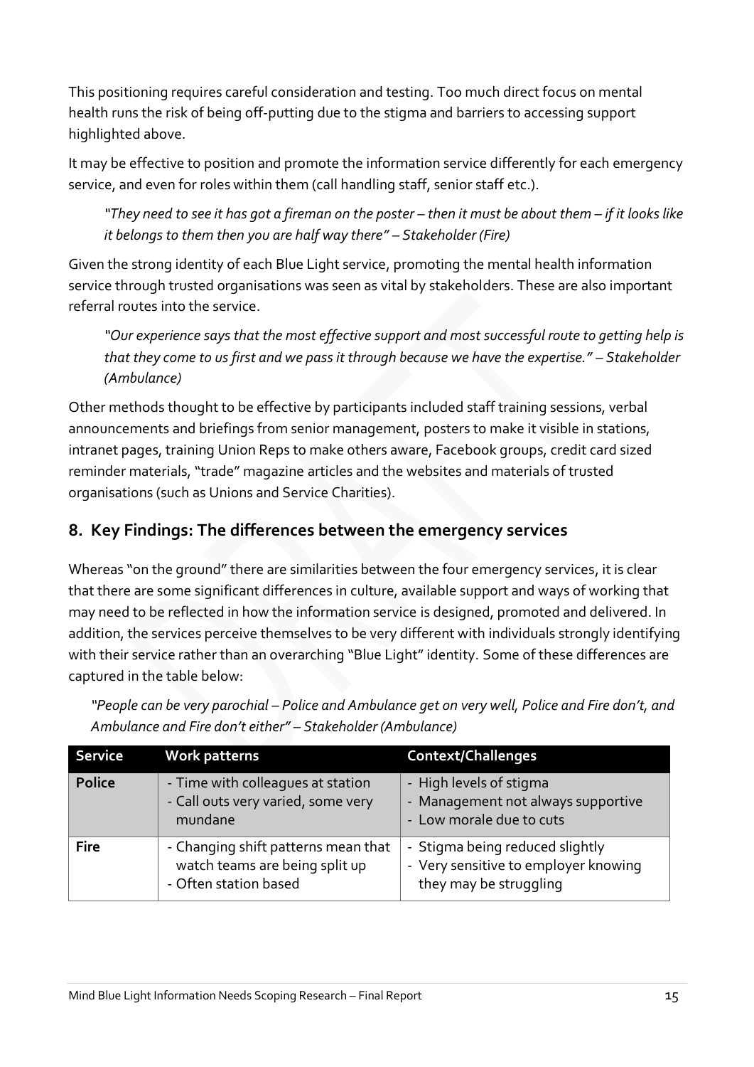This positioning requires careful consideration and testing. Too much direct focus on mental health runs the risk of being off-putting due to the stigma and barriers to accessing support highlighted above.

It may be effective to position and promote the information service differently for each emergency service, and even for roles within them (call handling staff, senior staff etc.).

> *"They need to see it has got a fireman on the poster – then it must be about them – if it looks like it belongs to them then you are half way there" – Stakeholder (Fire)*

Given the strong identity of each Blue Light service, promoting the mental health information service through trusted organisations was seen as vital by stakeholders. These are also important referral routes into the service.

> *"Our experience says that the most effective support and most successful route to getting help is that they come to us first and we pass it through because we have the expertise." – Stakeholder (Ambulance)*

Other methods thought to be effective by participants included staff training sessions, verbal announcements and briefings from senior management, posters to make it visible in stations, intranet pages, training Union Reps to make others aware, Facebook groups, credit card sized reminder materials, "trade" magazine articles and the websites and materials of trusted organisations (such as Unions and Service Charities).

## 8. Key Findings: The differences between the emergency services

Whereas "on the ground" there are similarities between the four emergency services, it is clear that there are some significant differences in culture, available support and ways of working that may need to be reflected in how the information service is designed, promoted and delivered. In addition, the services perceive themselves to be very different with individuals strongly identifying with their service rather than an overarching "Blue Light" identity. Some of these differences are captured in the table below:

> *"People can be very parochial – Police and Ambulance get on very well, Police and Fire don't, and Ambulance and Fire don't either" – Stakeholder (Ambulance)*

| Service | Work patterns | Context/Challenges |
|---|---|---|
| **Police** | - Time with colleagues at station<br>- Call outs very varied, some very mundane | - High levels of stigma<br>- Management not always supportive<br>- Low morale due to cuts |
| **Fire** | - Changing shift patterns mean that watch teams are being split up<br>- Often station based | - Stigma being reduced slightly<br>- Very sensitive to employer knowing they may be struggling |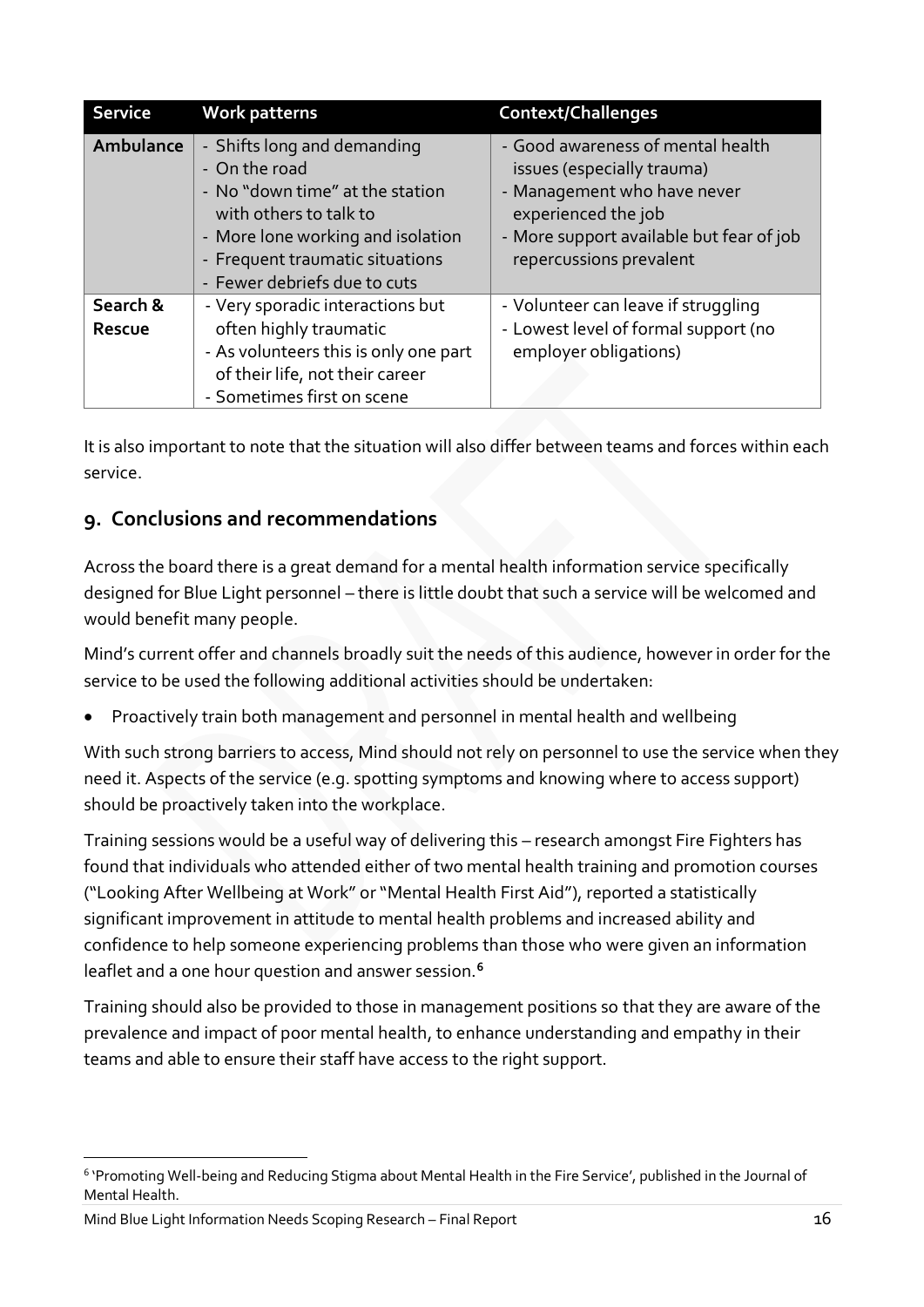| Service | Work patterns | Context/Challenges |
| --- | --- | --- |
| **Ambulance** | - Shifts long and demanding<br>- On the road<br>- No "down time" at the station with others to talk to<br>- More lone working and isolation<br>- Frequent traumatic situations<br>- Fewer debriefs due to cuts | - Good awareness of mental health issues (especially trauma)<br>- Management who have never experienced the job<br>- More support available but fear of job repercussions prevalent |
| **Search & Rescue** | - Very sporadic interactions but often highly traumatic<br>- As volunteers this is only one part of their life, not their career<br>- Sometimes first on scene | - Volunteer can leave if struggling<br>- Lowest level of formal support (no employer obligations) |

It is also important to note that the situation will also differ between teams and forces within each service.

## 9. Conclusions and recommendations

Across the board there is a great demand for a mental health information service specifically designed for Blue Light personnel – there is little doubt that such a service will be welcomed and would benefit many people.

Mind's current offer and channels broadly suit the needs of this audience, however in order for the service to be used the following additional activities should be undertaken:

- Proactively train both management and personnel in mental health and wellbeing

With such strong barriers to access, Mind should not rely on personnel to use the service when they need it. Aspects of the service (e.g. spotting symptoms and knowing where to access support) should be proactively taken into the workplace.

Training sessions would be a useful way of delivering this – research amongst Fire Fighters has found that individuals who attended either of two mental health training and promotion courses ("Looking After Wellbeing at Work" or "Mental Health First Aid"), reported a statistically significant improvement in attitude to mental health problems and increased ability and confidence to help someone experiencing problems than those who were given an information leaflet and a one hour question and answer session.[6]

Training should also be provided to those in management positions so that they are aware of the prevalence and impact of poor mental health, to enhance understanding and empathy in their teams and able to ensure their staff have access to the right support.

[6] 'Promoting Well-being and Reducing Stigma about Mental Health in the Fire Service', published in the Journal of Mental Health.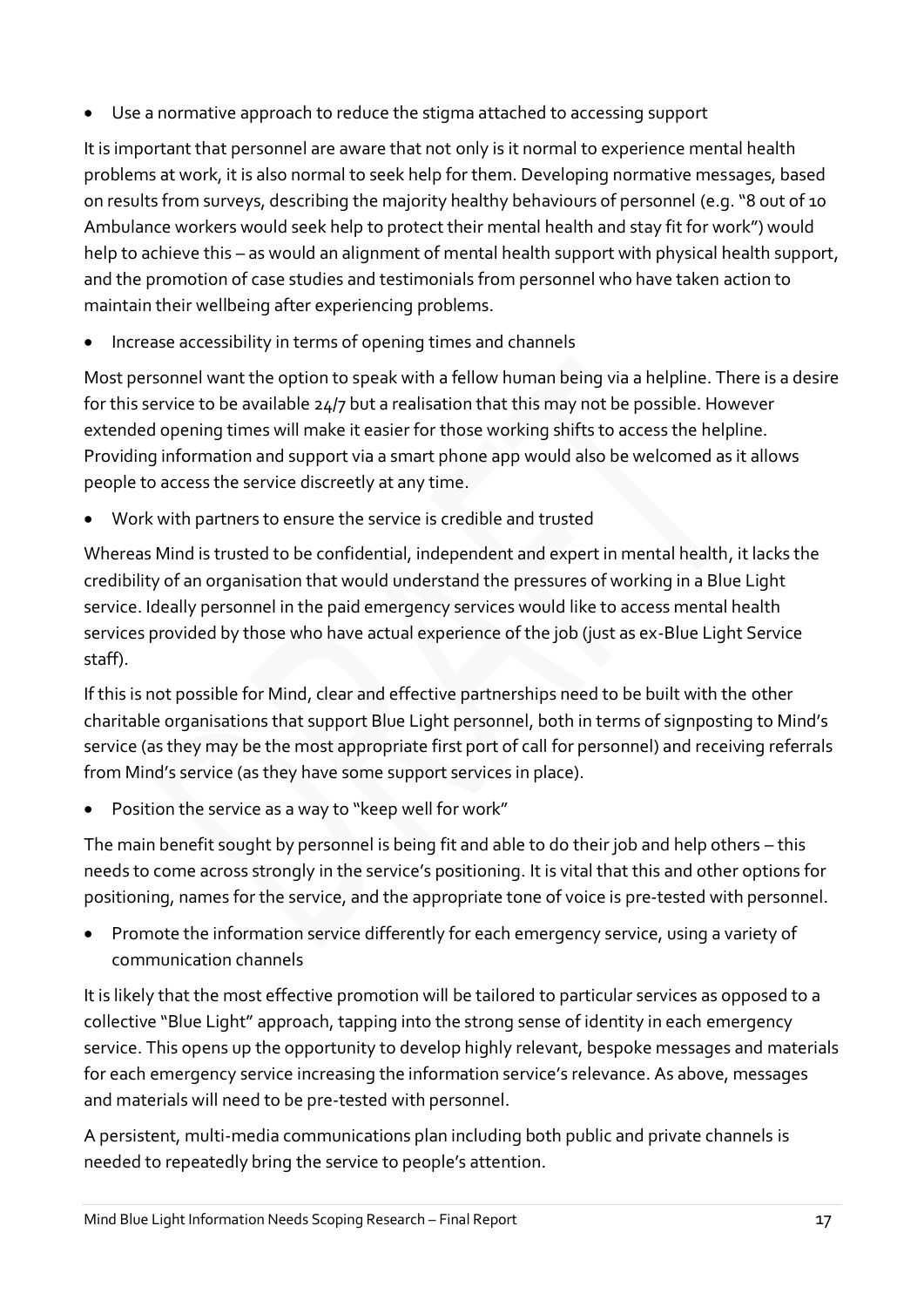- Use a normative approach to reduce the stigma attached to accessing support

It is important that personnel are aware that not only is it normal to experience mental health problems at work, it is also normal to seek help for them. Developing normative messages, based on results from surveys, describing the majority healthy behaviours of personnel (e.g. "8 out of 10 Ambulance workers would seek help to protect their mental health and stay fit for work") would help to achieve this – as would an alignment of mental health support with physical health support, and the promotion of case studies and testimonials from personnel who have taken action to maintain their wellbeing after experiencing problems.

- Increase accessibility in terms of opening times and channels

Most personnel want the option to speak with a fellow human being via a helpline. There is a desire for this service to be available 24/7 but a realisation that this may not be possible. However extended opening times will make it easier for those working shifts to access the helpline. Providing information and support via a smart phone app would also be welcomed as it allows people to access the service discreetly at any time.

- Work with partners to ensure the service is credible and trusted

Whereas Mind is trusted to be confidential, independent and expert in mental health, it lacks the credibility of an organisation that would understand the pressures of working in a Blue Light service. Ideally personnel in the paid emergency services would like to access mental health services provided by those who have actual experience of the job (just as ex-Blue Light Service staff).

If this is not possible for Mind, clear and effective partnerships need to be built with the other charitable organisations that support Blue Light personnel, both in terms of signposting to Mind's service (as they may be the most appropriate first port of call for personnel) and receiving referrals from Mind's service (as they have some support services in place).

- Position the service as a way to "keep well for work"

The main benefit sought by personnel is being fit and able to do their job and help others – this needs to come across strongly in the service's positioning. It is vital that this and other options for positioning, names for the service, and the appropriate tone of voice is pre-tested with personnel.

- Promote the information service differently for each emergency service, using a variety of communication channels

It is likely that the most effective promotion will be tailored to particular services as opposed to a collective "Blue Light" approach, tapping into the strong sense of identity in each emergency service. This opens up the opportunity to develop highly relevant, bespoke messages and materials for each emergency service increasing the information service's relevance. As above, messages and materials will need to be pre-tested with personnel.

A persistent, multi-media communications plan including both public and private channels is needed to repeatedly bring the service to people's attention.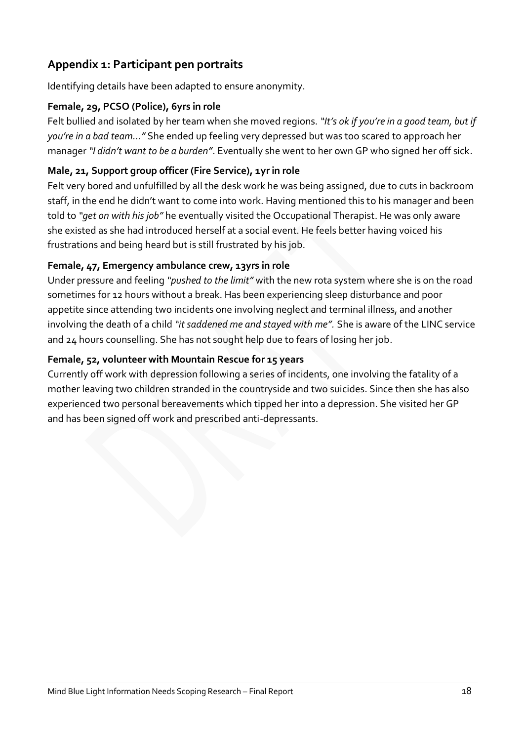## Appendix 1: Participant pen portraits

Identifying details have been adapted to ensure anonymity.

### Female, 29, PCSO (Police), 6yrs in role

Felt bullied and isolated by her team when she moved regions. *"It's ok if you're in a good team, but if you're in a bad team…"* She ended up feeling very depressed but was too scared to approach her manager *"I didn't want to be a burden"*. Eventually she went to her own GP who signed her off sick.

### Male, 21, Support group officer (Fire Service), 1yr in role

Felt very bored and unfulfilled by all the desk work he was being assigned, due to cuts in backroom staff, in the end he didn't want to come into work. Having mentioned this to his manager and been told to *"get on with his job"* he eventually visited the Occupational Therapist. He was only aware she existed as she had introduced herself at a social event. He feels better having voiced his frustrations and being heard but is still frustrated by his job.

### Female, 47, Emergency ambulance crew, 13yrs in role

Under pressure and feeling *"pushed to the limit"* with the new rota system where she is on the road sometimes for 12 hours without a break. Has been experiencing sleep disturbance and poor appetite since attending two incidents one involving neglect and terminal illness, and another involving the death of a child *"it saddened me and stayed with me".* She is aware of the LINC service and 24 hours counselling. She has not sought help due to fears of losing her job.

### Female, 52, volunteer with Mountain Rescue for 15 years

Currently off work with depression following a series of incidents, one involving the fatality of a mother leaving two children stranded in the countryside and two suicides. Since then she has also experienced two personal bereavements which tipped her into a depression. She visited her GP and has been signed off work and prescribed anti-depressants.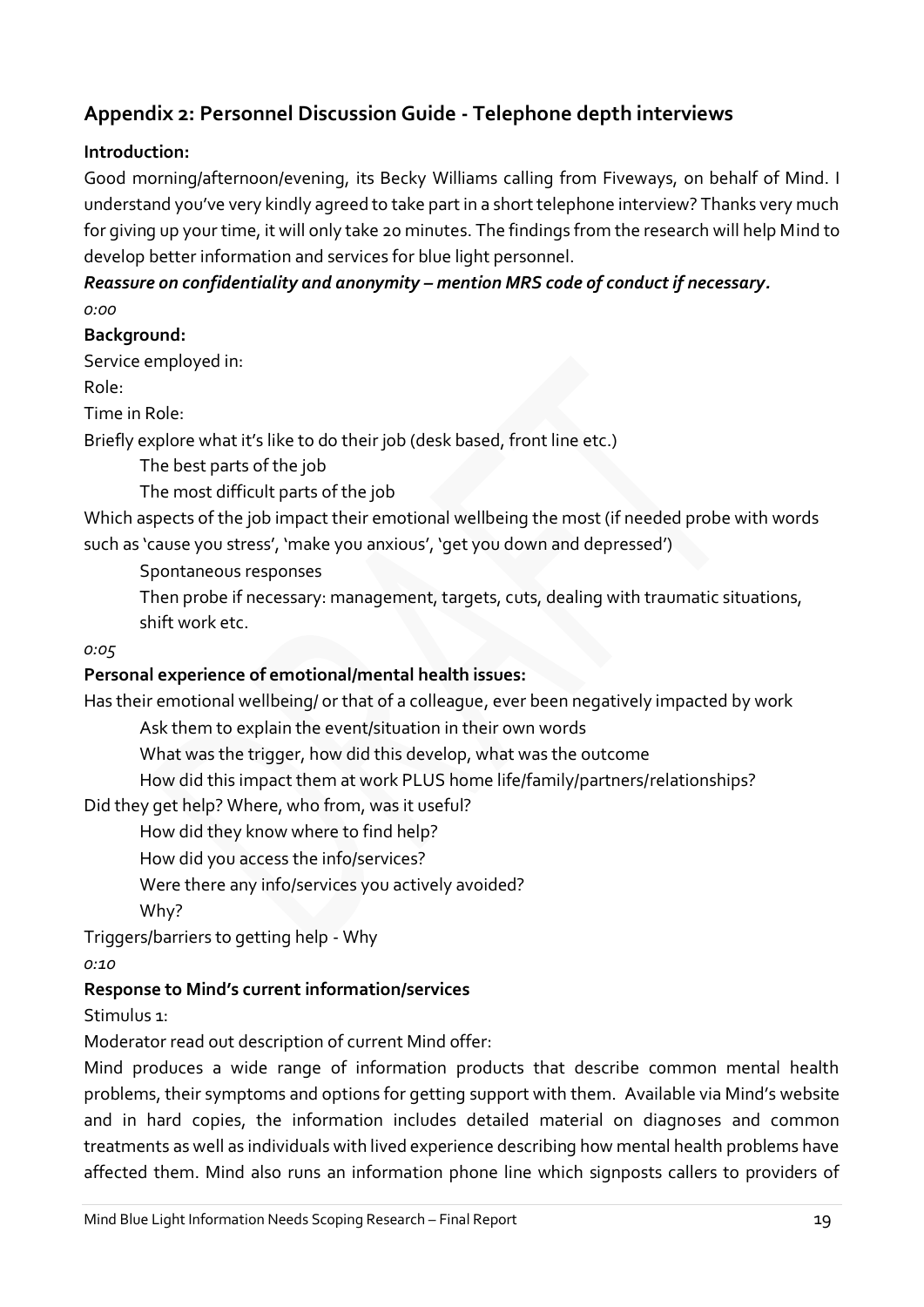## Appendix 2: Personnel Discussion Guide - Telephone depth interviews

**Introduction:**

Good morning/afternoon/evening, its Becky Williams calling from Fiveways, on behalf of Mind. I understand you've very kindly agreed to take part in a short telephone interview? Thanks very much for giving up your time, it will only take 20 minutes. The findings from the research will help Mind to develop better information and services for blue light personnel.

***Reassure on confidentiality and anonymity – mention MRS code of conduct if necessary.***

*0:00*

**Background:**

Service employed in:

Role:

Time in Role:

Briefly explore what it's like to do their job (desk based, front line etc.)

- The best parts of the job
- The most difficult parts of the job

Which aspects of the job impact their emotional wellbeing the most (if needed probe with words such as 'cause you stress', 'make you anxious', 'get you down and depressed')

- Spontaneous responses
- Then probe if necessary: management, targets, cuts, dealing with traumatic situations, shift work etc.

*0:05*

**Personal experience of emotional/mental health issues:**

Has their emotional wellbeing/ or that of a colleague, ever been negatively impacted by work

- Ask them to explain the event/situation in their own words
- What was the trigger, how did this develop, what was the outcome
- How did this impact them at work PLUS home life/family/partners/relationships?

Did they get help? Where, who from, was it useful?

- How did they know where to find help?
- How did you access the info/services?
- Were there any info/services you actively avoided?
- Why?

Triggers/barriers to getting help - Why

*0:10*

**Response to Mind's current information/services**

Stimulus 1:

Moderator read out description of current Mind offer:

Mind produces a wide range of information products that describe common mental health problems, their symptoms and options for getting support with them. Available via Mind's website and in hard copies, the information includes detailed material on diagnoses and common treatments as well as individuals with lived experience describing how mental health problems have affected them. Mind also runs an information phone line which signposts callers to providers of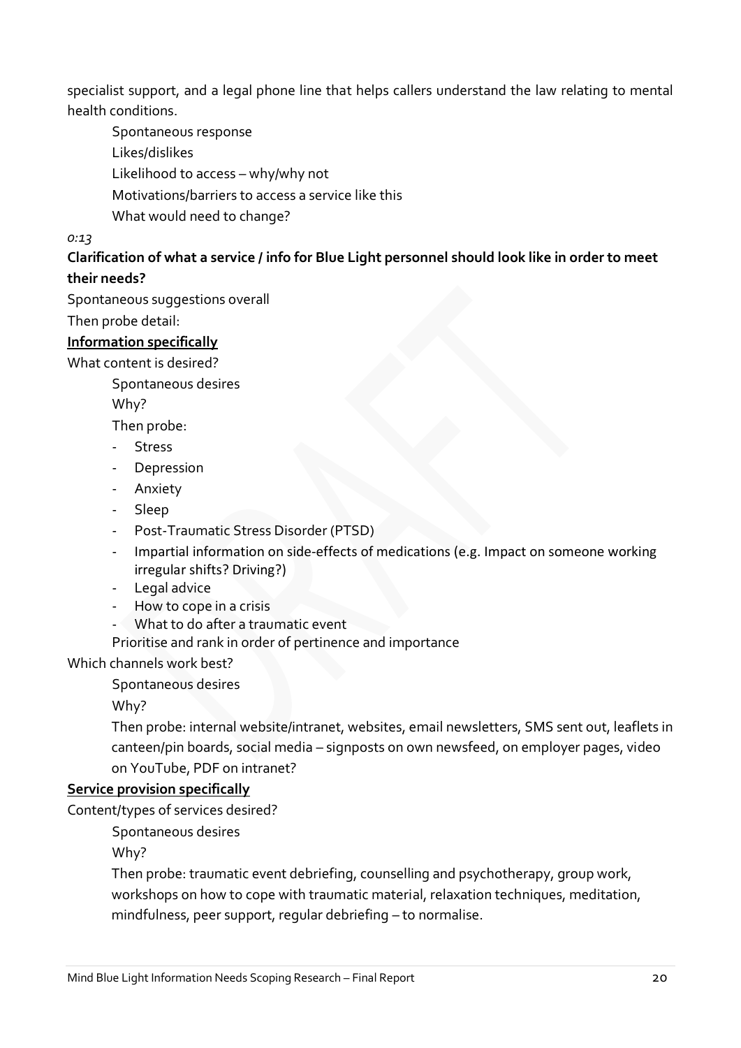specialist support, and a legal phone line that helps callers understand the law relating to mental health conditions.

Spontaneous response

Likes/dislikes

Likelihood to access – why/why not

Motivations/barriers to access a service like this

What would need to change?

*0:13*

**Clarification of what a service / info for Blue Light personnel should look like in order to meet their needs?**

Spontaneous suggestions overall

Then probe detail:

**Information specifically**

What content is desired?

Spontaneous desires

Why?

Then probe:

- Stress
- Depression
- Anxiety
- Sleep
- Post-Traumatic Stress Disorder (PTSD)
- Impartial information on side-effects of medications (e.g. Impact on someone working irregular shifts? Driving?)
- Legal advice
- How to cope in a crisis
- What to do after a traumatic event

Prioritise and rank in order of pertinence and importance

Which channels work best?

Spontaneous desires

Why?

Then probe: internal website/intranet, websites, email newsletters, SMS sent out, leaflets in canteen/pin boards, social media – signposts on own newsfeed, on employer pages, video on YouTube, PDF on intranet?

**Service provision specifically**

Content/types of services desired?

Spontaneous desires

Why?

Then probe: traumatic event debriefing, counselling and psychotherapy, group work, workshops on how to cope with traumatic material, relaxation techniques, meditation, mindfulness, peer support, regular debriefing – to normalise.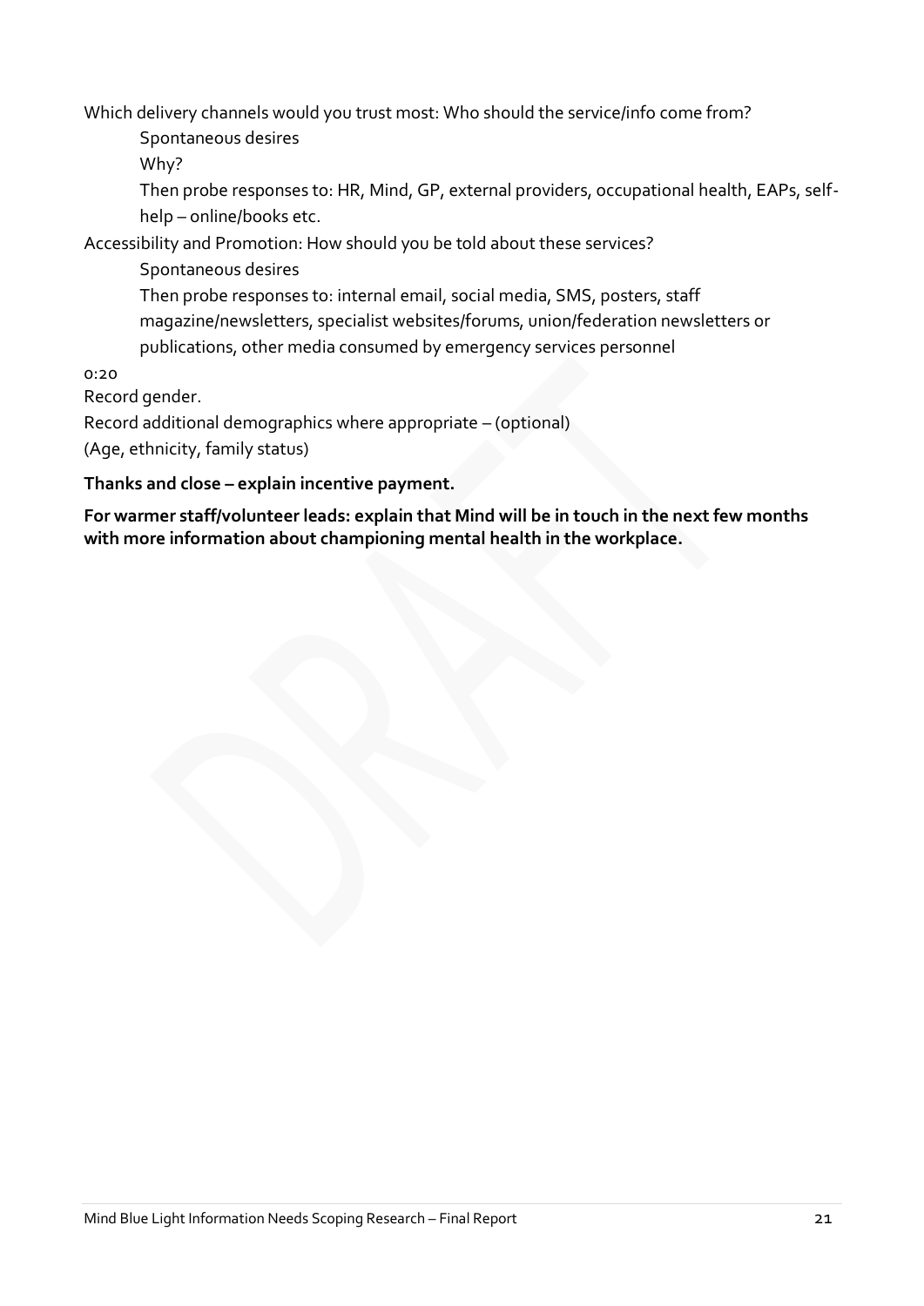Which delivery channels would you trust most: Who should the service/info come from?

Spontaneous desires

Why?

Then probe responses to: HR, Mind, GP, external providers, occupational health, EAPs, self-help – online/books etc.

Accessibility and Promotion: How should you be told about these services?

Spontaneous desires

Then probe responses to: internal email, social media, SMS, posters, staff magazine/newsletters, specialist websites/forums, union/federation newsletters or publications, other media consumed by emergency services personnel

0:20

Record gender.

Record additional demographics where appropriate – (optional)

(Age, ethnicity, family status)

**Thanks and close – explain incentive payment.**

**For warmer staff/volunteer leads: explain that Mind will be in touch in the next few months with more information about championing mental health in the workplace.**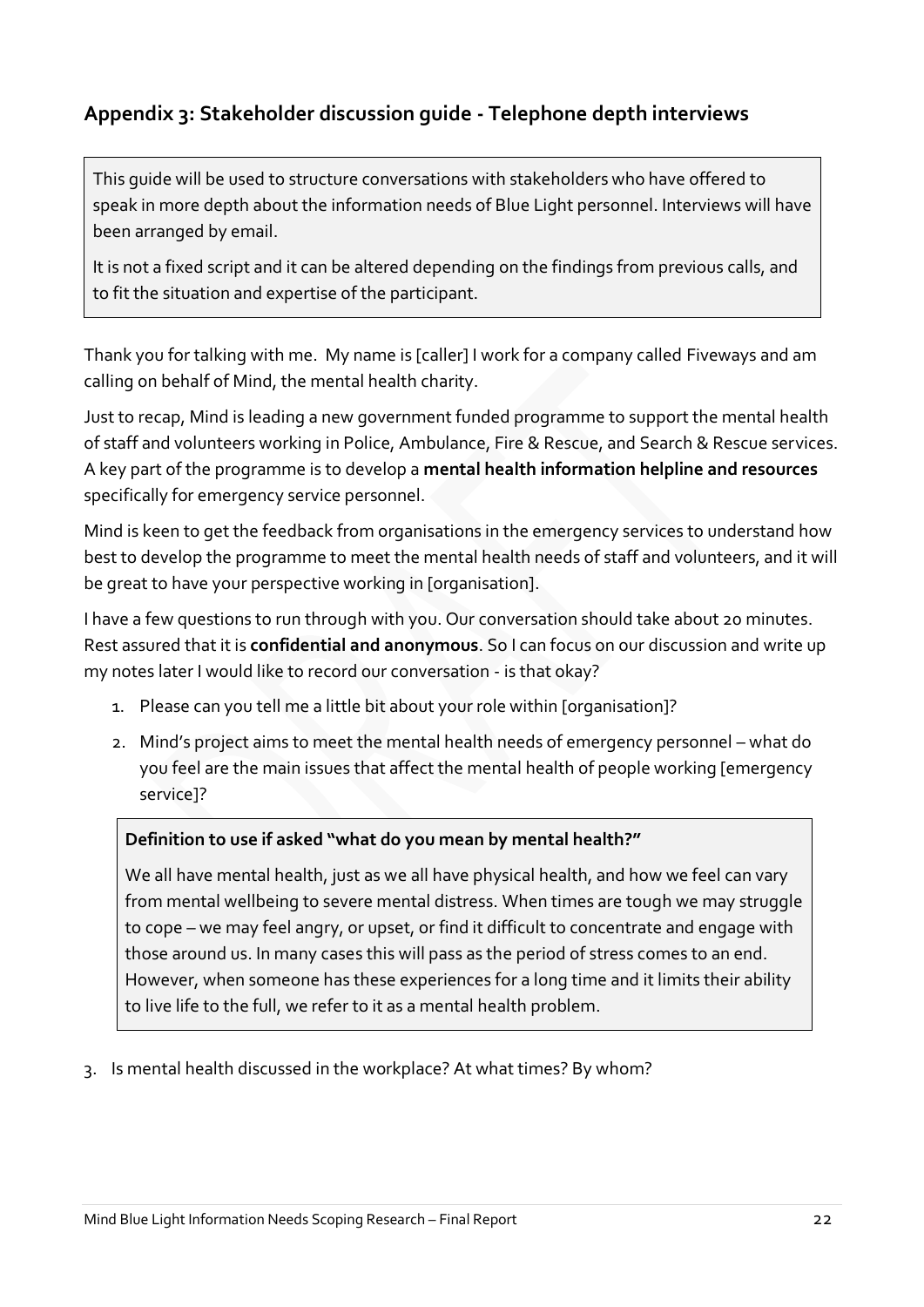## Appendix 3: Stakeholder discussion guide - Telephone depth interviews

> This guide will be used to structure conversations with stakeholders who have offered to speak in more depth about the information needs of Blue Light personnel. Interviews will have been arranged by email.
>
> It is not a fixed script and it can be altered depending on the findings from previous calls, and to fit the situation and expertise of the participant.

Thank you for talking with me. My name is [caller] I work for a company called Fiveways and am calling on behalf of Mind, the mental health charity.

Just to recap, Mind is leading a new government funded programme to support the mental health of staff and volunteers working in Police, Ambulance, Fire & Rescue, and Search & Rescue services. A key part of the programme is to develop a **mental health information helpline and resources** specifically for emergency service personnel.

Mind is keen to get the feedback from organisations in the emergency services to understand how best to develop the programme to meet the mental health needs of staff and volunteers, and it will be great to have your perspective working in [organisation].

I have a few questions to run through with you. Our conversation should take about 20 minutes. Rest assured that it is **confidential and anonymous**. So I can focus on our discussion and write up my notes later I would like to record our conversation - is that okay?

1. Please can you tell me a little bit about your role within [organisation]?
2. Mind's project aims to meet the mental health needs of emergency personnel – what do you feel are the main issues that affect the mental health of people working [emergency service]?

> **Definition to use if asked "what do you mean by mental health?"**
>
> We all have mental health, just as we all have physical health, and how we feel can vary from mental wellbeing to severe mental distress. When times are tough we may struggle to cope – we may feel angry, or upset, or find it difficult to concentrate and engage with those around us. In many cases this will pass as the period of stress comes to an end. However, when someone has these experiences for a long time and it limits their ability to live life to the full, we refer to it as a mental health problem.

3. Is mental health discussed in the workplace? At what times? By whom?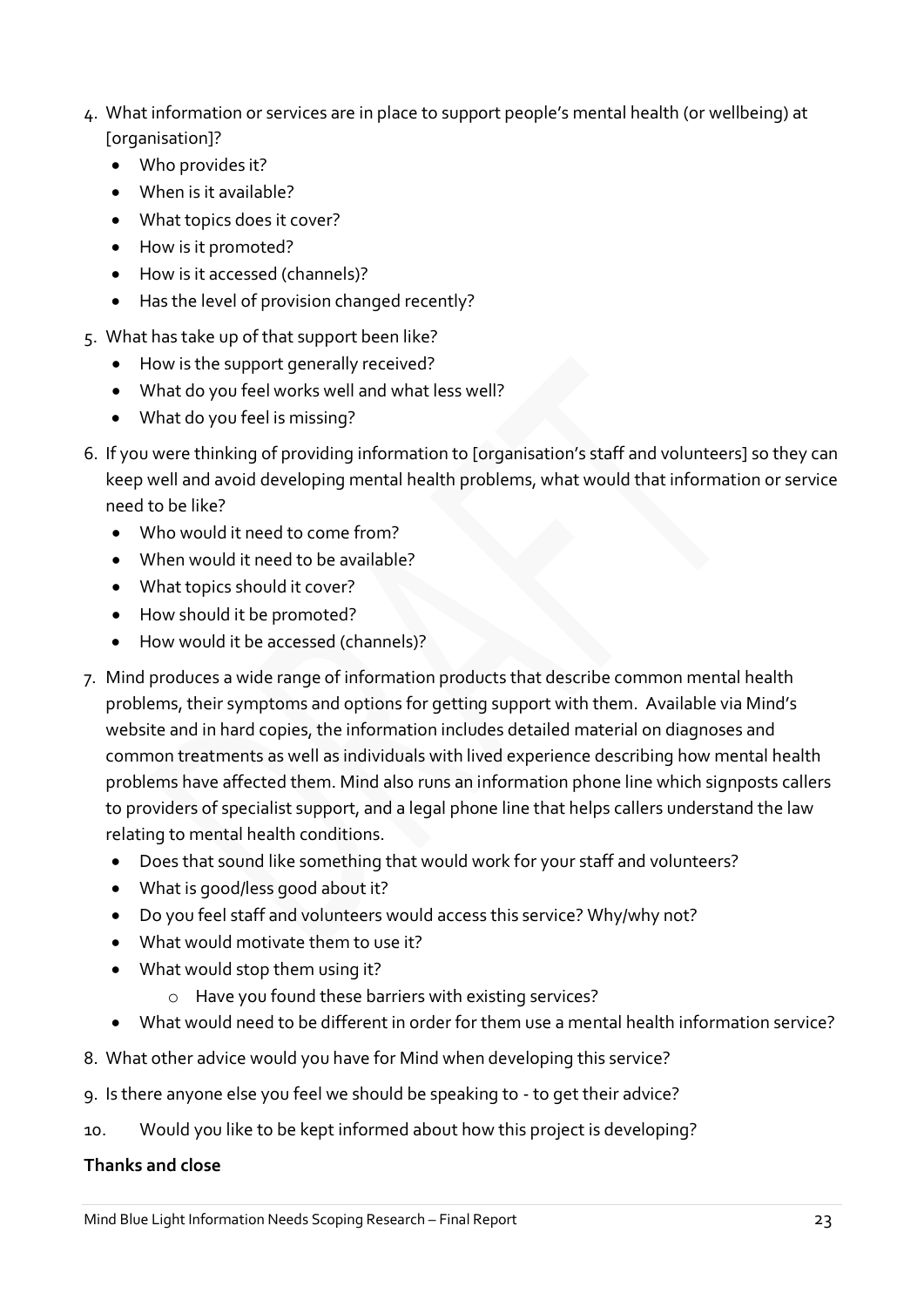4. What information or services are in place to support people's mental health (or wellbeing) at [organisation]?
    - Who provides it?
    - When is it available?
    - What topics does it cover?
    - How is it promoted?
    - How is it accessed (channels)?
    - Has the level of provision changed recently?
5. What has take up of that support been like?
    - How is the support generally received?
    - What do you feel works well and what less well?
    - What do you feel is missing?
6. If you were thinking of providing information to [organisation's staff and volunteers] so they can keep well and avoid developing mental health problems, what would that information or service need to be like?
    - Who would it need to come from?
    - When would it need to be available?
    - What topics should it cover?
    - How should it be promoted?
    - How would it be accessed (channels)?
7. Mind produces a wide range of information products that describe common mental health problems, their symptoms and options for getting support with them. Available via Mind's website and in hard copies, the information includes detailed material on diagnoses and common treatments as well as individuals with lived experience describing how mental health problems have affected them. Mind also runs an information phone line which signposts callers to providers of specialist support, and a legal phone line that helps callers understand the law relating to mental health conditions.
    - Does that sound like something that would work for your staff and volunteers?
    - What is good/less good about it?
    - Do you feel staff and volunteers would access this service? Why/why not?
    - What would motivate them to use it?
    - What would stop them using it?
        - Have you found these barriers with existing services?
    - What would need to be different in order for them use a mental health information service?
8. What other advice would you have for Mind when developing this service?
9. Is there anyone else you feel we should be speaking to - to get their advice?
10. Would you like to be kept informed about how this project is developing?

**Thanks and close**